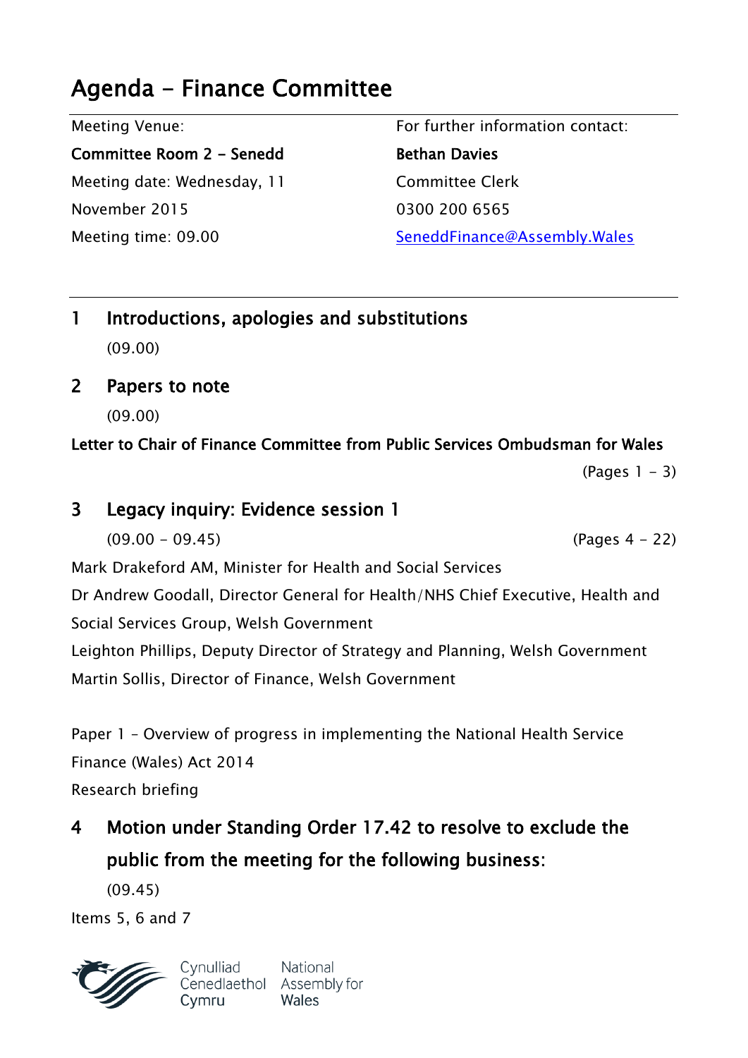# Agenda - Finance Committee

| Meeting Venue: | For further information contact: |
|---|---|
| **Committee Room 2 - Senedd** | **Bethan Davies** |
| Meeting date: Wednesday, 11 November 2015 | Committee Clerk |
| Meeting time: 09.00 | 0300 200 6565 |
| | SeneddFinance@Assembly.Wales |

## 1 Introductions, apologies and substitutions

(09.00)

## 2 Papers to note

(09.00)

**Letter to Chair of Finance Committee from Public Services Ombudsman for Wales**

(Pages 1 - 3)

## 3 Legacy inquiry: Evidence session 1

(09.00 - 09.45) (Pages 4 - 22)

Mark Drakeford AM, Minister for Health and Social Services

Dr Andrew Goodall, Director General for Health/NHS Chief Executive, Health and Social Services Group, Welsh Government

Leighton Phillips, Deputy Director of Strategy and Planning, Welsh Government

Martin Sollis, Director of Finance, Welsh Government

Paper 1 - Overview of progress in implementing the National Health Service Finance (Wales) Act 2014

Research briefing

## 4 Motion under Standing Order 17.42 to resolve to exclude the public from the meeting for the following business:

(09.45)

Items 5, 6 and 7

Cynulliad Cenedlaethol Cymru National Assembly for Wales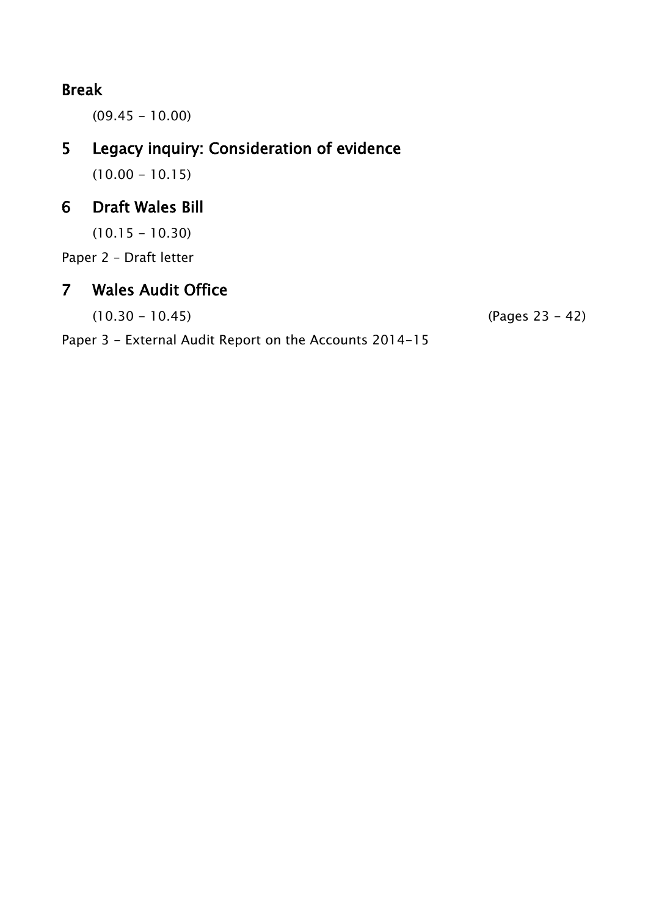## Break

(09.45 – 10.00)

## 5 Legacy inquiry: Consideration of evidence

(10.00 – 10.15)

## 6 Draft Wales Bill

(10.15 – 10.30)

Paper 2 – Draft letter

## 7 Wales Audit Office

(10.30 – 10.45) (Pages 23 – 42)

Paper 3 – External Audit Report on the Accounts 2014-15